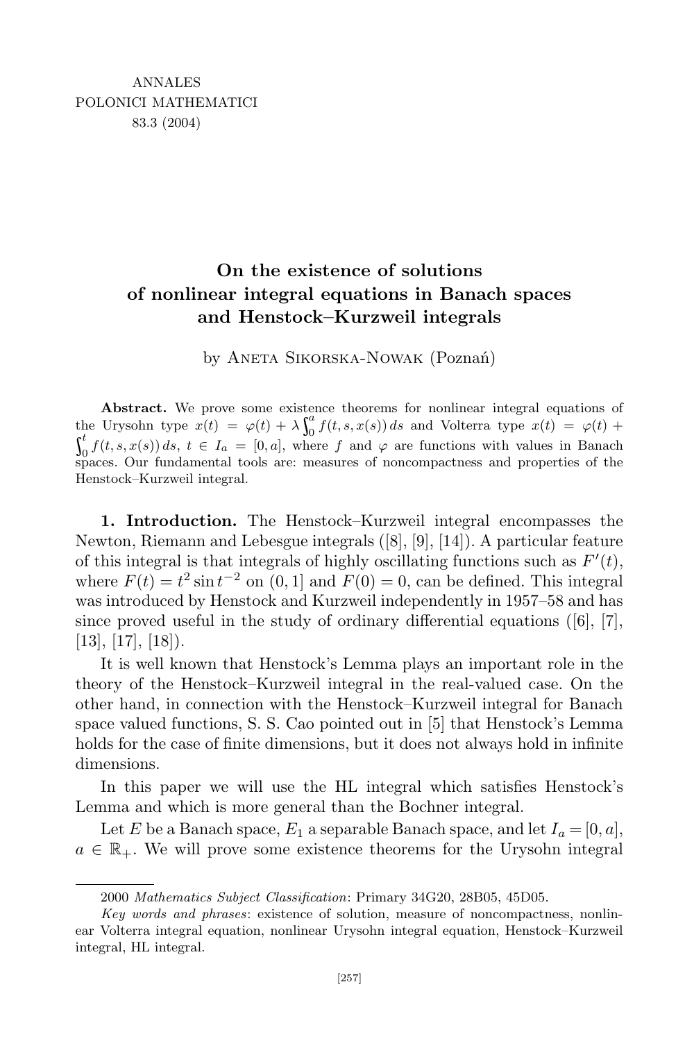ANNALES
POLONICI MATHEMATICI
83.3 (2004)

# On the existence of solutions of nonlinear integral equations in Banach spaces and Henstock–Kurzweil integrals

by Aneta Sikorska-Nowak (Poznań)

**Abstract.** We prove some existence theorems for nonlinear integral equations of the Urysohn type $x(t) = \varphi(t) + \lambda \int_0^a f(t,s,x(s))\,ds$ and Volterra type $x(t) = \varphi(t) + \int_0^t f(t,s,x(s))\,ds$, $t \in I_a = [0,a]$, where $f$ and $\varphi$ are functions with values in Banach spaces. Our fundamental tools are: measures of noncompactness and properties of the Henstock–Kurzweil integral.

**1. Introduction.** The Henstock–Kurzweil integral encompasses the Newton, Riemann and Lebesgue integrals ([8], [9], [14]). A particular feature of this integral is that integrals of highly oscillating functions such as $F'(t)$, where $F(t) = t^2 \sin t^{-2}$ on $(0,1]$ and $F(0) = 0$, can be defined. This integral was introduced by Henstock and Kurzweil independently in 1957–58 and has since proved useful in the study of ordinary differential equations ([6], [7], [13], [17], [18]).

It is well known that Henstock's Lemma plays an important role in the theory of the Henstock–Kurzweil integral in the real-valued case. On the other hand, in connection with the Henstock–Kurzweil integral for Banach space valued functions, S. S. Cao pointed out in [5] that Henstock's Lemma holds for the case of finite dimensions, but it does not always hold in infinite dimensions.

In this paper we will use the HL integral which satisfies Henstock's Lemma and which is more general than the Bochner integral.

Let $E$ be a Banach space, $E_1$ a separable Banach space, and let $I_a = [0,a]$, $a \in \mathbb{R}_+$. We will prove some existence theorems for the Urysohn integral

---

2000 *Mathematics Subject Classification*: Primary 34G20, 28B05, 45D05.

*Key words and phrases*: existence of solution, measure of noncompactness, nonlinear Volterra integral equation, nonlinear Urysohn integral equation, Henstock–Kurzweil integral, HL integral.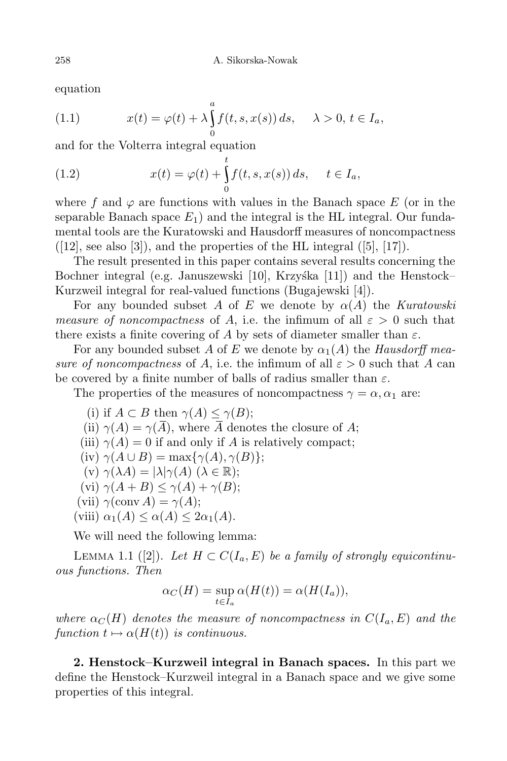equation

$$x(t) = \varphi(t) + \lambda \int_0^a f(t, s, x(s))\, ds, \quad \lambda > 0,\ t \in I_a, \tag{1.1}$$

and for the Volterra integral equation

$$x(t) = \varphi(t) + \int_0^t f(t, s, x(s))\, ds, \quad t \in I_a, \tag{1.2}$$

where $f$ and $\varphi$ are functions with values in the Banach space $E$ (or in the separable Banach space $E_1$) and the integral is the HL integral. Our fundamental tools are the Kuratowski and Hausdorff measures of noncompactness ([12], see also [3]), and the properties of the HL integral ([5], [17]).

The result presented in this paper contains several results concerning the Bochner integral (e.g. Januszewski [10], Krzyśka [11]) and the Henstock–Kurzweil integral for real-valued functions (Bugajewski [4]).

For any bounded subset $A$ of $E$ we denote by $\alpha(A)$ the *Kuratowski measure of noncompactness* of $A$, i.e. the infimum of all $\varepsilon > 0$ such that there exists a finite covering of $A$ by sets of diameter smaller than $\varepsilon$.

For any bounded subset $A$ of $E$ we denote by $\alpha_1(A)$ the *Hausdorff measure of noncompactness* of $A$, i.e. the infimum of all $\varepsilon > 0$ such that $A$ can be covered by a finite number of balls of radius smaller than $\varepsilon$.

The properties of the measures of noncompactness $\gamma = \alpha, \alpha_1$ are:

(i) if $A \subset B$ then $\gamma(A) \le \gamma(B)$;
(ii) $\gamma(A) = \gamma(\overline{A})$, where $\overline{A}$ denotes the closure of $A$;
(iii) $\gamma(A) = 0$ if and only if $A$ is relatively compact;
(iv) $\gamma(A \cup B) = \max\{\gamma(A), \gamma(B)\}$;
(v) $\gamma(\lambda A) = |\lambda|\gamma(A)$ ($\lambda \in \mathbb{R}$);
(vi) $\gamma(A + B) \le \gamma(A) + \gamma(B)$;
(vii) $\gamma(\operatorname{conv} A) = \gamma(A)$;
(viii) $\alpha_1(A) \le \alpha(A) \le 2\alpha_1(A)$.

We will need the following lemma:

Lemma 1.1 ([2]). *Let $H \subset C(I_a, E)$ be a family of strongly equicontinuous functions. Then*

$$\alpha_C(H) = \sup_{t \in I_a} \alpha(H(t)) = \alpha(H(I_a)),$$

*where $\alpha_C(H)$ denotes the measure of noncompactness in $C(I_a, E)$ and the function $t \mapsto \alpha(H(t))$ is continuous.*

## 2. Henstock–Kurzweil integral in Banach spaces.

In this part we define the Henstock–Kurzweil integral in a Banach space and we give some properties of this integral.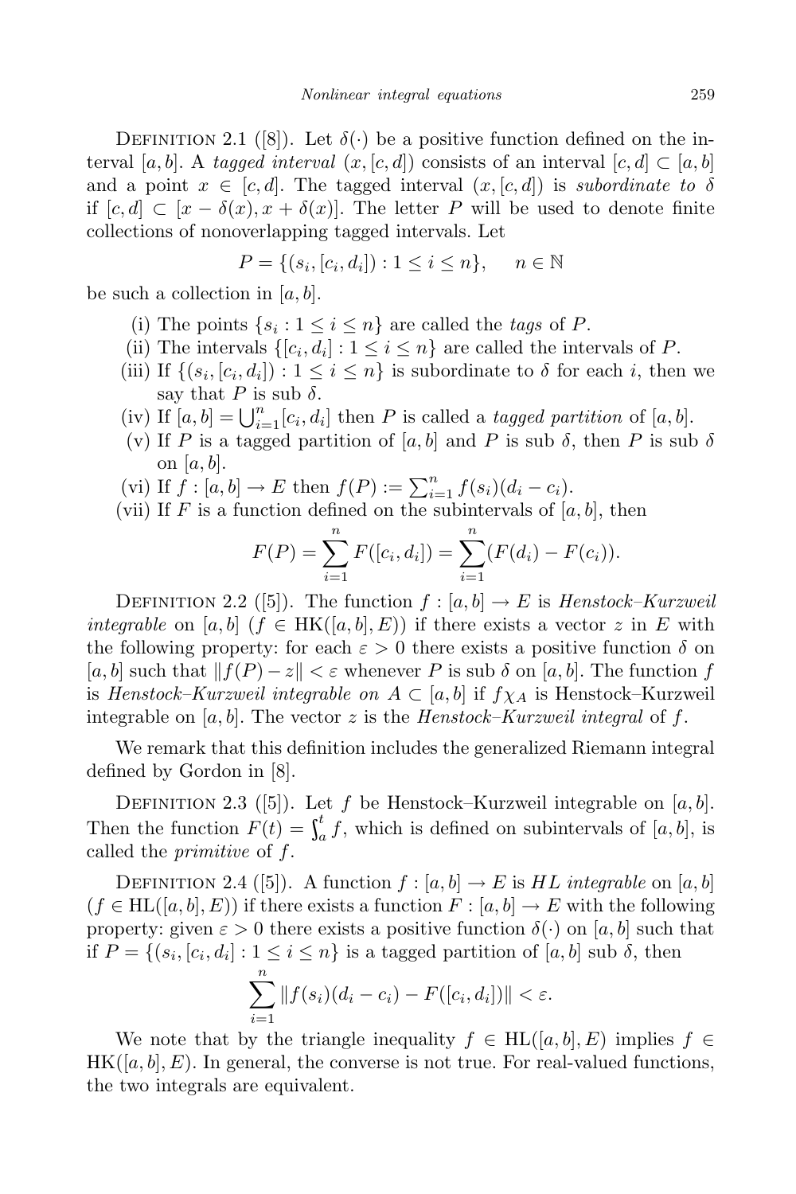Definition 2.1 ([8]). Let $\delta(\cdot)$ be a positive function defined on the interval $[a,b]$. A *tagged interval* $(x,[c,d])$ consists of an interval $[c,d] \subset [a,b]$ and a point $x \in [c,d]$. The tagged interval $(x,[c,d])$ is *subordinate to* $\delta$ if $[c,d] \subset [x-\delta(x), x+\delta(x)]$. The letter $P$ will be used to denote finite collections of nonoverlapping tagged intervals. Let

$$P = \{(s_i,[c_i,d_i]) : 1 \le i \le n\}, \quad n \in \mathbb{N}$$

be such a collection in $[a,b]$.

(i) The points $\{s_i : 1 \le i \le n\}$ are called the *tags* of $P$.
(ii) The intervals $\{[c_i,d_i] : 1 \le i \le n\}$ are called the intervals of $P$.
(iii) If $\{(s_i,[c_i,d_i]) : 1 \le i \le n\}$ is subordinate to $\delta$ for each $i$, then we say that $P$ is sub $\delta$.
(iv) If $[a,b] = \bigcup_{i=1}^n [c_i,d_i]$ then $P$ is called a *tagged partition* of $[a,b]$.
(v) If $P$ is a tagged partition of $[a,b]$ and $P$ is sub $\delta$, then $P$ is sub $\delta$ on $[a,b]$.
(vi) If $f : [a,b] \to E$ then $f(P) := \sum_{i=1}^n f(s_i)(d_i - c_i)$.
(vii) If $F$ is a function defined on the subintervals of $[a,b]$, then

$$F(P) = \sum_{i=1}^n F([c_i,d_i]) = \sum_{i=1}^n (F(d_i) - F(c_i)).$$

Definition 2.2 ([5]). The function $f : [a,b] \to E$ is *Henstock–Kurzweil integrable* on $[a,b]$ ($f \in \mathrm{HK}([a,b],E)$) if there exists a vector $z$ in $E$ with the following property: for each $\varepsilon > 0$ there exists a positive function $\delta$ on $[a,b]$ such that $\|f(P) - z\| < \varepsilon$ whenever $P$ is sub $\delta$ on $[a,b]$. The function $f$ is *Henstock–Kurzweil integrable on* $A \subset [a,b]$ if $f\chi_A$ is Henstock–Kurzweil integrable on $[a,b]$. The vector $z$ is the *Henstock–Kurzweil integral* of $f$.

We remark that this definition includes the generalized Riemann integral defined by Gordon in [8].

Definition 2.3 ([5]). Let $f$ be Henstock–Kurzweil integrable on $[a,b]$. Then the function $F(t) = \int_a^t f$, which is defined on subintervals of $[a,b]$, is called the *primitive* of $f$.

Definition 2.4 ([5]). A function $f : [a,b] \to E$ is *HL integrable* on $[a,b]$ ($f \in \mathrm{HL}([a,b],E)$) if there exists a function $F : [a,b] \to E$ with the following property: given $\varepsilon > 0$ there exists a positive function $\delta(\cdot)$ on $[a,b]$ such that if $P = \{(s_i,[c_i,d_i] : 1 \le i \le n\}$ is a tagged partition of $[a,b]$ sub $\delta$, then

$$\sum_{i=1}^n \|f(s_i)(d_i - c_i) - F([c_i,d_i])\| < \varepsilon.$$

We note that by the triangle inequality $f \in \mathrm{HL}([a,b],E)$ implies $f \in \mathrm{HK}([a,b],E)$. In general, the converse is not true. For real-valued functions, the two integrals are equivalent.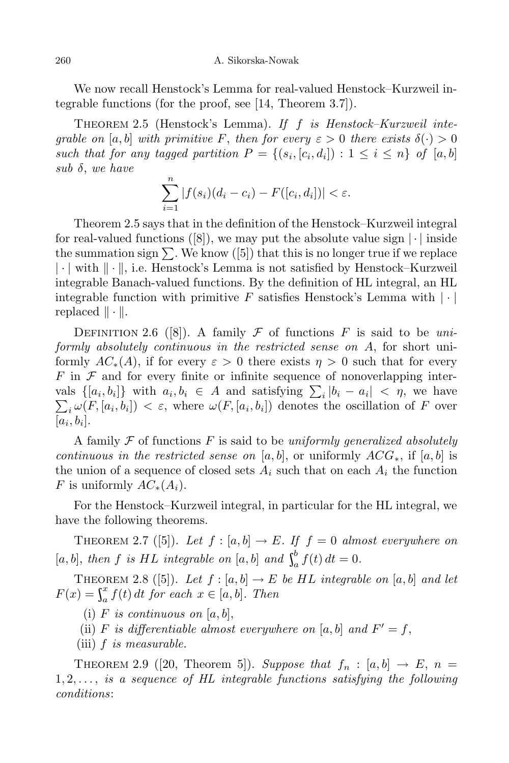We now recall Henstock's Lemma for real-valued Henstock–Kurzweil integrable functions (for the proof, see [14, Theorem 3.7]).

Theorem 2.5 (Henstock's Lemma). *If $f$ is Henstock–Kurzweil integrable on $[a,b]$ with primitive $F$, then for every $\varepsilon > 0$ there exists $\delta(\cdot) > 0$ such that for any tagged partition $P = \{(s_i, [c_i, d_i]) : 1 \le i \le n\}$ of $[a,b]$ sub $\delta$, we have*

$$\sum_{i=1}^{n} |f(s_i)(d_i - c_i) - F([c_i, d_i])| < \varepsilon.$$

Theorem 2.5 says that in the definition of the Henstock–Kurzweil integral for real-valued functions ([8]), we may put the absolute value sign $|\cdot|$ inside the summation sign $\sum$. We know ([5]) that this is no longer true if we replace $|\cdot|$ with $\|\cdot\|$, i.e. Henstock's Lemma is not satisfied by Henstock–Kurzweil integrable Banach-valued functions. By the definition of HL integral, an HL integrable function with primitive $F$ satisfies Henstock's Lemma with $|\cdot|$ replaced $\|\cdot\|$.

Definition 2.6 ([8]). A family $\mathcal{F}$ of functions $F$ is said to be *uniformly absolutely continuous in the restricted sense on $A$*, for short uniformly $AC_*(A)$, if for every $\varepsilon > 0$ there exists $\eta > 0$ such that for every $F$ in $\mathcal{F}$ and for every finite or infinite sequence of nonoverlapping intervals $\{[a_i, b_i]\}$ with $a_i, b_i \in A$ and satisfying $\sum_i |b_i - a_i| < \eta$, we have $\sum_i \omega(F, [a_i, b_i]) < \varepsilon$, where $\omega(F, [a_i, b_i])$ denotes the oscillation of $F$ over $[a_i, b_i]$.

A family $\mathcal{F}$ of functions $F$ is said to be *uniformly generalized absolutely continuous in the restricted sense on* $[a,b]$, or uniformly $ACG_*$, if $[a,b]$ is the union of a sequence of closed sets $A_i$ such that on each $A_i$ the function $F$ is uniformly $AC_*(A_i)$.

For the Henstock–Kurzweil integral, in particular for the HL integral, we have the following theorems.

Theorem 2.7 ([5]). *Let $f : [a,b] \to E$. If $f = 0$ almost everywhere on $[a,b]$, then $f$ is HL integrable on $[a,b]$ and $\int_a^b f(t)\,dt = 0$.*

Theorem 2.8 ([5]). *Let $f : [a,b] \to E$ be HL integrable on $[a,b]$ and let $F(x) = \int_a^x f(t)\,dt$ for each $x \in [a,b]$. Then*

(i) *$F$ is continuous on $[a,b]$,*

(ii) *$F$ is differentiable almost everywhere on $[a,b]$ and $F' = f$,*

(iii) *$f$ is measurable.*

Theorem 2.9 ([20, Theorem 5]). *Suppose that $f_n : [a,b] \to E$, $n = 1, 2, \ldots$, is a sequence of HL integrable functions satisfying the following conditions*: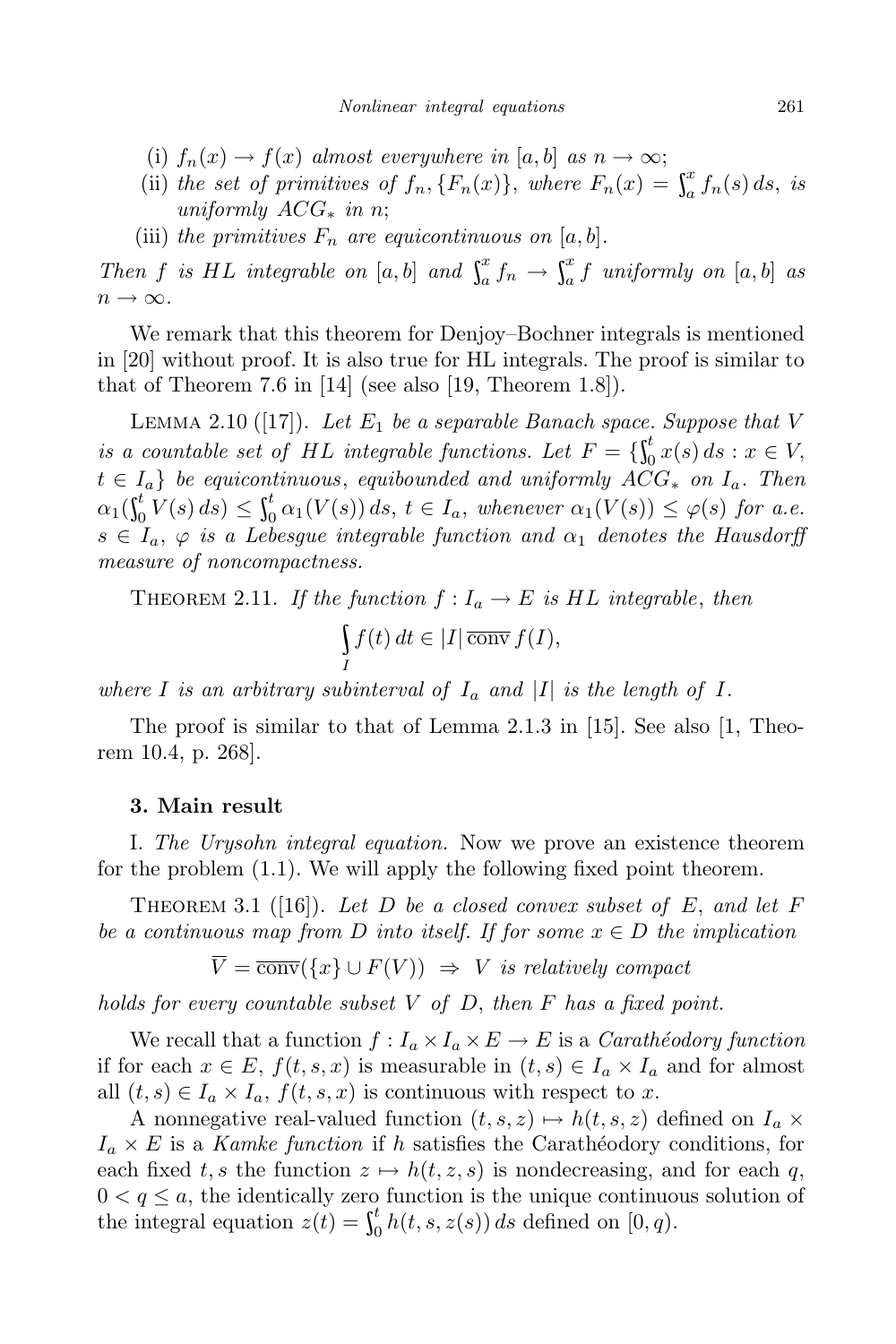(i) $f_n(x) \to f(x)$ *almost everywhere in* $[a,b]$ *as* $n \to \infty$;

(ii) *the set of primitives of* $f_n, \{F_n(x)\}$, *where* $F_n(x) = \int_a^x f_n(s)\,ds$, *is uniformly* $ACG_*$ *in* $n$;

(iii) *the primitives* $F_n$ *are equicontinuous on* $[a,b]$.

*Then* $f$ *is HL integrable on* $[a,b]$ *and* $\int_a^x f_n \to \int_a^x f$ *uniformly on* $[a,b]$ *as* $n \to \infty$.

We remark that this theorem for Denjoy–Bochner integrals is mentioned in [20] without proof. It is also true for HL integrals. The proof is similar to that of Theorem 7.6 in [14] (see also [19, Theorem 1.8]).

Lemma 2.10 ([17]). *Let* $E_1$ *be a separable Banach space. Suppose that* $V$ *is a countable set of HL integrable functions. Let* $F = \{\int_0^t x(s)\,ds : x \in V,\ t \in I_a\}$ *be equicontinuous, equibounded and uniformly* $ACG_*$ *on* $I_a$. *Then* $\alpha_1(\int_0^t V(s)\,ds) \le \int_0^t \alpha_1(V(s))\,ds$, $t \in I_a$, *whenever* $\alpha_1(V(s)) \le \varphi(s)$ *for a.e.* $s \in I_a$, $\varphi$ *is a Lebesgue integrable function and* $\alpha_1$ *denotes the Hausdorff measure of noncompactness.*

Theorem 2.11. *If the function* $f : I_a \to E$ *is HL integrable*, *then*

$$\int_I f(t)\,dt \in |I|\,\overline{\mathrm{conv}}\, f(I),$$

*where* $I$ *is an arbitrary subinterval of* $I_a$ *and* $|I|$ *is the length of* $I$.

The proof is similar to that of Lemma 2.1.3 in [15]. See also [1, Theorem 10.4, p. 268].

## 3. Main result

I. *The Urysohn integral equation.* Now we prove an existence theorem for the problem (1.1). We will apply the following fixed point theorem.

Theorem 3.1 ([16]). *Let* $D$ *be a closed convex subset of* $E$, *and let* $F$ *be a continuous map from* $D$ *into itself. If for some* $x \in D$ *the implication*

$$\overline{V} = \overline{\mathrm{conv}}(\{x\} \cup F(V)) \ \Rightarrow\ V \text{ is relatively compact}$$

*holds for every countable subset* $V$ *of* $D$, *then* $F$ *has a fixed point.*

We recall that a function $f : I_a \times I_a \times E \to E$ is a *Carathéodory function* if for each $x \in E$, $f(t,s,x)$ is measurable in $(t,s) \in I_a \times I_a$ and for almost all $(t,s) \in I_a \times I_a$, $f(t,s,x)$ is continuous with respect to $x$.

A nonnegative real-valued function $(t,s,z) \mapsto h(t,s,z)$ defined on $I_a \times I_a \times E$ is a *Kamke function* if $h$ satisfies the Carathéodory conditions, for each fixed $t,s$ the function $z \mapsto h(t,z,s)$ is nondecreasing, and for each $q$, $0 < q \le a$, the identically zero function is the unique continuous solution of the integral equation $z(t) = \int_0^t h(t,s,z(s))\,ds$ defined on $[0,q)$.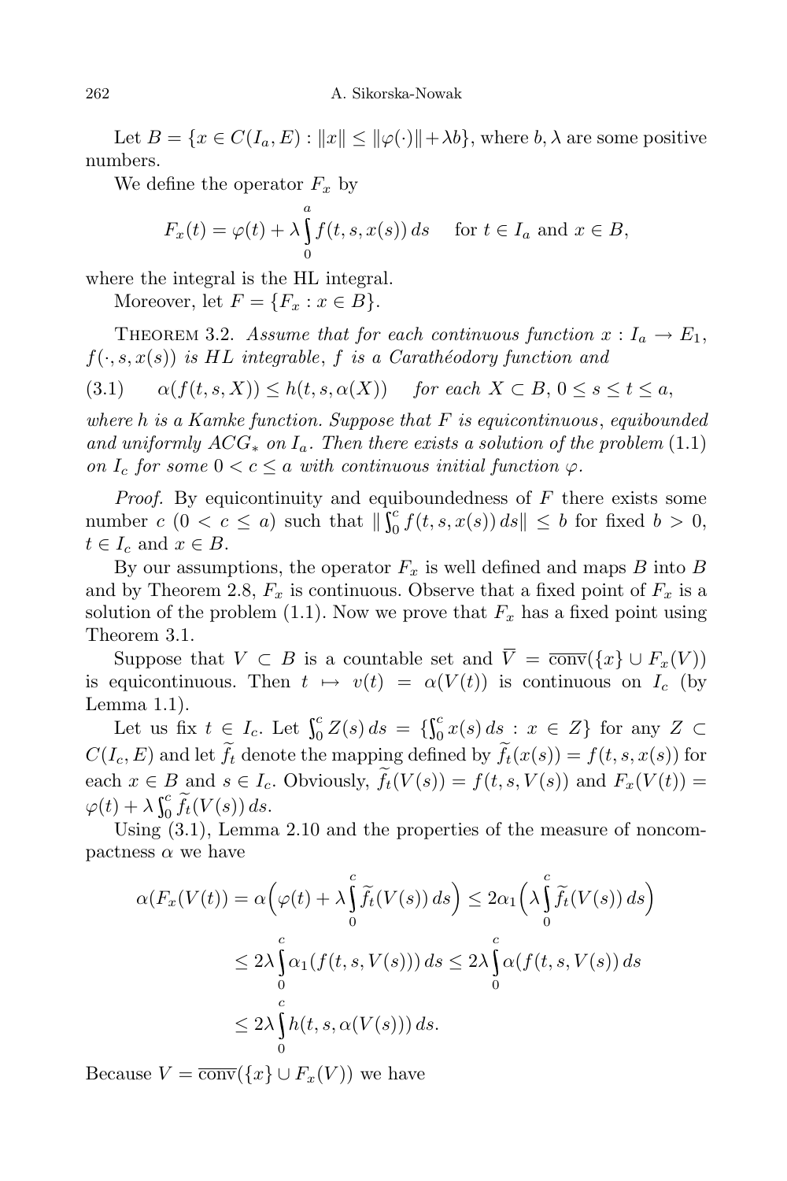Let $B = \{x \in C(I_a, E) : \|x\| \le \|\varphi(\cdot)\| + \lambda b\}$, where $b, \lambda$ are some positive numbers.

We define the operator $F_x$ by

$$F_x(t) = \varphi(t) + \lambda \int_0^a f(t, s, x(s))\, ds \quad \text{ for } t \in I_a \text{ and } x \in B,$$

where the integral is the HL integral.

Moreover, let $F = \{F_x : x \in B\}$.

THEOREM 3.2. *Assume that for each continuous function $x : I_a \to E_1$, $f(\cdot, s, x(s))$ is HL integrable, $f$ is a Carathéodory function and*

$$\alpha(f(t, s, X)) \le h(t, s, \alpha(X)) \quad \textit{for each } X \subset B,\ 0 \le s \le t \le a, \tag{3.1}$$

*where $h$ is a Kamke function. Suppose that $F$ is equicontinuous, equibounded and uniformly $ACG_*$ on $I_a$. Then there exists a solution of the problem* (1.1) *on $I_c$ for some $0 < c \le a$ with continuous initial function $\varphi$.*

*Proof.* By equicontinuity and equiboundedness of $F$ there exists some number $c$ $(0 < c \le a)$ such that $\|\int_0^c f(t, s, x(s))\, ds\| \le b$ for fixed $b > 0$, $t \in I_c$ and $x \in B$.

By our assumptions, the operator $F_x$ is well defined and maps $B$ into $B$ and by Theorem 2.8, $F_x$ is continuous. Observe that a fixed point of $F_x$ is a solution of the problem (1.1). Now we prove that $F_x$ has a fixed point using Theorem 3.1.

Suppose that $V \subset B$ is a countable set and $\overline{V} = \overline{\operatorname{conv}}(\{x\} \cup F_x(V))$ is equicontinuous. Then $t \mapsto v(t) = \alpha(V(t))$ is continuous on $I_c$ (by Lemma 1.1).

Let us fix $t \in I_c$. Let $\int_0^c Z(s)\, ds = \{\int_0^c x(s)\, ds : x \in Z\}$ for any $Z \subset C(I_c, E)$ and let $\widetilde{f}_t$ denote the mapping defined by $\widetilde{f}_t(x(s)) = f(t, s, x(s))$ for each $x \in B$ and $s \in I_c$. Obviously, $\widetilde{f}_t(V(s)) = f(t, s, V(s))$ and $F_x(V(t)) = \varphi(t) + \lambda \int_0^c \widetilde{f}_t(V(s))\, ds$.

Using (3.1), Lemma 2.10 and the properties of the measure of noncompactness $\alpha$ we have

$$\begin{aligned}
\alpha(F_x(V(t))) &= \alpha\Big(\varphi(t) + \lambda \int_0^c \widetilde{f}_t(V(s))\, ds\Big) \le 2\alpha_1\Big(\lambda \int_0^c \widetilde{f}_t(V(s))\, ds\Big) \\
&\le 2\lambda \int_0^c \alpha_1(f(t, s, V(s)))\, ds \le 2\lambda \int_0^c \alpha(f(t, s, V(s))\, ds \\
&\le 2\lambda \int_0^c h(t, s, \alpha(V(s)))\, ds.
\end{aligned}$$

Because $V = \overline{\operatorname{conv}}(\{x\} \cup F_x(V))$ we have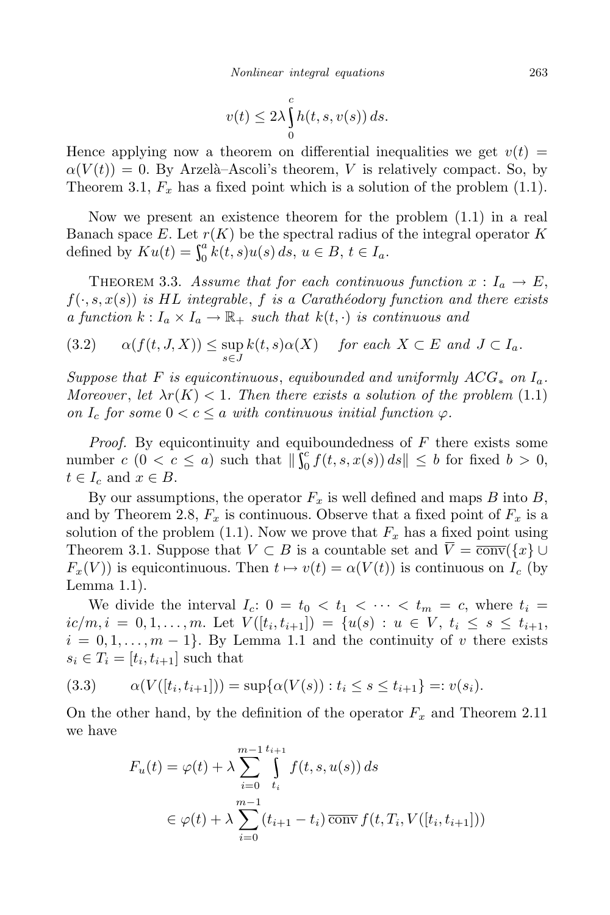$$v(t) \leq 2\lambda \int_0^c h(t,s,v(s))\,ds.$$

Hence applying now a theorem on differential inequalities we get $v(t) = \alpha(V(t)) = 0$. By Arzelà–Ascoli's theorem, $V$ is relatively compact. So, by Theorem 3.1, $F_x$ has a fixed point which is a solution of the problem (1.1).

Now we present an existence theorem for the problem (1.1) in a real Banach space $E$. Let $r(K)$ be the spectral radius of the integral operator $K$ defined by $Ku(t) = \int_0^a k(t,s)u(s)\,ds$, $u \in B$, $t \in I_a$.

Theorem 3.3. *Assume that for each continuous function $x : I_a \to E$, $f(\cdot, s, x(s))$ is HL integrable, $f$ is a Carathéodory function and there exists a function $k : I_a \times I_a \to \mathbb{R}_+$ such that $k(t,\cdot)$ is continuous and*

$$\alpha(f(t,J,X)) \leq \sup_{s\in J} k(t,s)\alpha(X) \quad \text{for each } X \subset E \text{ and } J \subset I_a. \tag{3.2}$$

*Suppose that $F$ is equicontinuous, equibounded and uniformly $ACG_*$ on $I_a$. Moreover, let $\lambda r(K) < 1$. Then there exists a solution of the problem* (1.1) *on $I_c$ for some $0 < c \leq a$ with continuous initial function $\varphi$.*

*Proof.* By equicontinuity and equiboundedness of $F$ there exists some number $c$ ($0 < c \leq a$) such that $\|\int_0^c f(t,s,x(s))\,ds\| \leq b$ for fixed $b > 0$, $t \in I_c$ and $x \in B$.

By our assumptions, the operator $F_x$ is well defined and maps $B$ into $B$, and by Theorem 2.8, $F_x$ is continuous. Observe that a fixed point of $F_x$ is a solution of the problem (1.1). Now we prove that $F_x$ has a fixed point using Theorem 3.1. Suppose that $V \subset B$ is a countable set and $\overline{V} = \overline{\mathrm{conv}}(\{x\} \cup F_x(V))$ is equicontinuous. Then $t \mapsto v(t) = \alpha(V(t))$ is continuous on $I_c$ (by Lemma 1.1).

We divide the interval $I_c$: $0 = t_0 < t_1 < \cdots < t_m = c$, where $t_i = ic/m, i = 0,1,\ldots,m$. Let $V([t_i,t_{i+1}]) = \{u(s) : u \in V,\ t_i \leq s \leq t_{i+1},\ i = 0,1,\ldots,m-1\}$. By Lemma 1.1 and the continuity of $v$ there exists $s_i \in T_i = [t_i,t_{i+1}]$ such that

$$\alpha(V([t_i,t_{i+1}])) = \sup\{\alpha(V(s)) : t_i \leq s \leq t_{i+1}\} =: v(s_i). \tag{3.3}$$

On the other hand, by the definition of the operator $F_x$ and Theorem 2.11 we have

$$\begin{aligned} F_u(t) &= \varphi(t) + \lambda \sum_{i=0}^{m-1} \int_{t_i}^{t_{i+1}} f(t,s,u(s))\,ds \\ &\in \varphi(t) + \lambda \sum_{i=0}^{m-1} (t_{i+1}-t_i)\,\overline{\mathrm{conv}}\, f(t,T_i,V([t_i,t_{i+1}])) \end{aligned}$$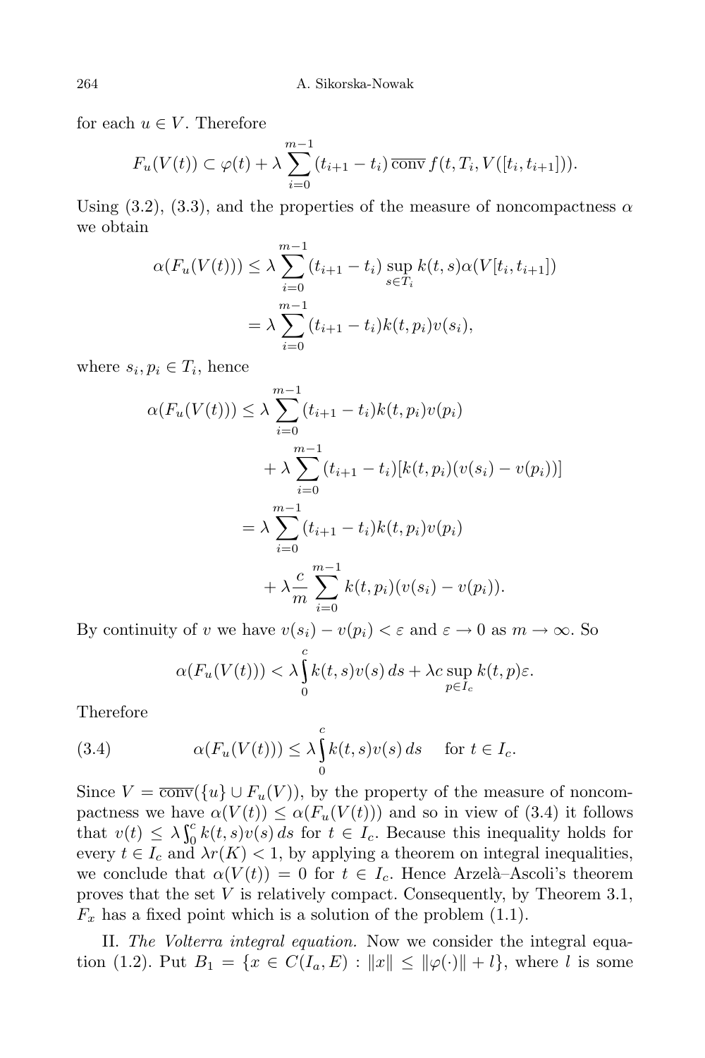for each $u \in V$. Therefore

$$F_u(V(t)) \subset \varphi(t) + \lambda \sum_{i=0}^{m-1} (t_{i+1} - t_i) \, \overline{\mathrm{conv}} \, f(t, T_i, V([t_i, t_{i+1}])).$$

Using (3.2), (3.3), and the properties of the measure of noncompactness $\alpha$ we obtain

$$\begin{aligned}
\alpha(F_u(V(t))) &\leq \lambda \sum_{i=0}^{m-1} (t_{i+1} - t_i) \sup_{s \in T_i} k(t,s) \alpha(V[t_i, t_{i+1}]) \\
&= \lambda \sum_{i=0}^{m-1} (t_{i+1} - t_i) k(t, p_i) v(s_i),
\end{aligned}$$

where $s_i, p_i \in T_i$, hence

$$\begin{aligned}
\alpha(F_u(V(t))) &\leq \lambda \sum_{i=0}^{m-1} (t_{i+1} - t_i) k(t, p_i) v(p_i) \\
&\quad + \lambda \sum_{i=0}^{m-1} (t_{i+1} - t_i) [k(t, p_i)(v(s_i) - v(p_i))] \\
&= \lambda \sum_{i=0}^{m-1} (t_{i+1} - t_i) k(t, p_i) v(p_i) \\
&\quad + \lambda \frac{c}{m} \sum_{i=0}^{m-1} k(t, p_i)(v(s_i) - v(p_i)).
\end{aligned}$$

By continuity of $v$ we have $v(s_i) - v(p_i) < \varepsilon$ and $\varepsilon \to 0$ as $m \to \infty$. So

$$\alpha(F_u(V(t))) < \lambda \int_0^c k(t,s) v(s) \, ds + \lambda c \sup_{p \in I_c} k(t,p) \varepsilon.$$

Therefore

$$\alpha(F_u(V(t))) \leq \lambda \int_0^c k(t,s) v(s) \, ds \quad \text{ for } t \in I_c. \tag{3.4}$$

Since $V = \overline{\mathrm{conv}}(\{u\} \cup F_u(V))$, by the property of the measure of noncompactness we have $\alpha(V(t)) \leq \alpha(F_u(V(t)))$ and so in view of (3.4) it follows that $v(t) \leq \lambda \int_0^c k(t,s) v(s) \, ds$ for $t \in I_c$. Because this inequality holds for every $t \in I_c$ and $\lambda r(K) < 1$, by applying a theorem on integral inequalities, we conclude that $\alpha(V(t)) = 0$ for $t \in I_c$. Hence Arzelà–Ascoli's theorem proves that the set $V$ is relatively compact. Consequently, by Theorem 3.1, $F_x$ has a fixed point which is a solution of the problem (1.1).

II. *The Volterra integral equation.* Now we consider the integral equation (1.2). Put $B_1 = \{x \in C(I_a, E) : \|x\| \leq \|\varphi(\cdot)\| + l\}$, where $l$ is some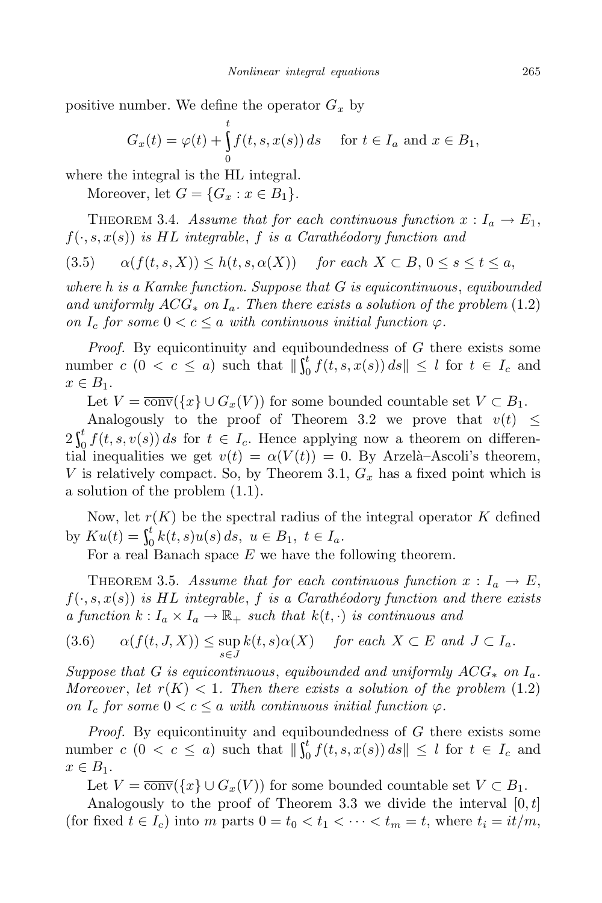positive number. We define the operator $G_x$ by

$$G_x(t) = \varphi(t) + \int_0^t f(t, s, x(s))\, ds \quad \text{ for } t \in I_a \text{ and } x \in B_1,$$

where the integral is the HL integral.

Moreover, let $G = \{G_x : x \in B_1\}$.

Theorem 3.4. *Assume that for each continuous function $x : I_a \to E_1$, $f(\cdot, s, x(s))$ is HL integrable, $f$ is a Carathéodory function and*

$$\alpha(f(t, s, X)) \le h(t, s, \alpha(X)) \quad \textit{for each } X \subset B,\ 0 \le s \le t \le a, \tag{3.5}$$

*where $h$ is a Kamke function. Suppose that $G$ is equicontinuous, equibounded and uniformly $ACG_*$ on $I_a$. Then there exists a solution of the problem* (1.2) *on $I_c$ for some $0 < c \le a$ with continuous initial function $\varphi$.*

*Proof.* By equicontinuity and equiboundedness of $G$ there exists some number $c$ $(0 < c \le a)$ such that $\| \int_0^t f(t, s, x(s))\, ds \| \le l$ for $t \in I_c$ and $x \in B_1$.

Let $V = \overline{\text{conv}}(\{x\} \cup G_x(V))$ for some bounded countable set $V \subset B_1$.

Analogously to the proof of Theorem 3.2 we prove that $v(t) \le 2\int_0^t f(t, s, v(s))\, ds$ for $t \in I_c$. Hence applying now a theorem on differential inequalities we get $v(t) = \alpha(V(t)) = 0$. By Arzelà–Ascoli's theorem, $V$ is relatively compact. So, by Theorem 3.1, $G_x$ has a fixed point which is a solution of the problem (1.1).

Now, let $r(K)$ be the spectral radius of the integral operator $K$ defined by $Ku(t) = \int_0^t k(t, s) u(s)\, ds,\ u \in B_1,\ t \in I_a$.

For a real Banach space $E$ we have the following theorem.

Theorem 3.5. *Assume that for each continuous function $x : I_a \to E$, $f(\cdot, s, x(s))$ is HL integrable, $f$ is a Carathéodory function and there exists a function $k : I_a \times I_a \to \mathbb{R}_+$ such that $k(t, \cdot)$ is continuous and*

$$\alpha(f(t, J, X)) \le \sup_{s \in J} k(t, s) \alpha(X) \quad \textit{for each } X \subset E \textit{ and } J \subset I_a. \tag{3.6}$$

*Suppose that $G$ is equicontinuous, equibounded and uniformly $ACG_*$ on $I_a$. Moreover, let $r(K) < 1$. Then there exists a solution of the problem* (1.2) *on $I_c$ for some $0 < c \le a$ with continuous initial function $\varphi$.*

*Proof.* By equicontinuity and equiboundedness of $G$ there exists some number $c$ $(0 < c \le a)$ such that $\| \int_0^t f(t, s, x(s))\, ds \| \le l$ for $t \in I_c$ and $x \in B_1$.

Let $V = \overline{\text{conv}}(\{x\} \cup G_x(V))$ for some bounded countable set $V \subset B_1$.

Analogously to the proof of Theorem 3.3 we divide the interval $[0, t]$ (for fixed $t \in I_c$) into $m$ parts $0 = t_0 < t_1 < \dots < t_m = t$, where $t_i = it/m$,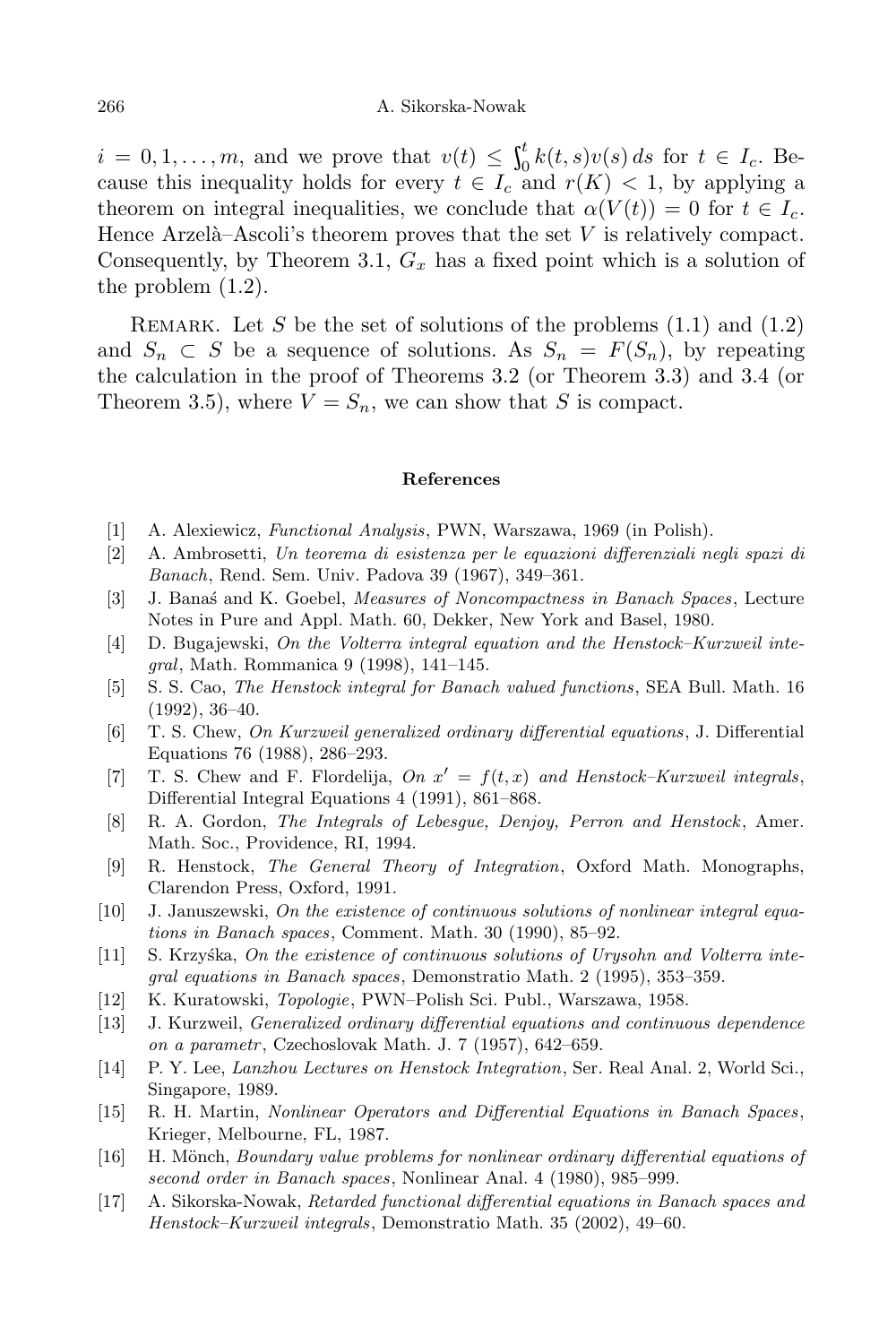$i = 0, 1, \ldots, m$, and we prove that $v(t) \le \int_0^t k(t,s)v(s)\,ds$ for $t \in I_c$. Because this inequality holds for every $t \in I_c$ and $r(K) < 1$, by applying a theorem on integral inequalities, we conclude that $\alpha(V(t)) = 0$ for $t \in I_c$. Hence Arzelà–Ascoli's theorem proves that the set $V$ is relatively compact. Consequently, by Theorem 3.1, $G_x$ has a fixed point which is a solution of the problem (1.2).

Remark. Let $S$ be the set of solutions of the problems (1.1) and (1.2) and $S_n \subset S$ be a sequence of solutions. As $S_n = F(S_n)$, by repeating the calculation in the proof of Theorems 3.2 (or Theorem 3.3) and 3.4 (or Theorem 3.5), where $V = S_n$, we can show that $S$ is compact.

## References

[1] A. Alexiewicz, *Functional Analysis*, PWN, Warszawa, 1969 (in Polish).

[2] A. Ambrosetti, *Un teorema di esistenza per le equazioni differenziali negli spazi di Banach*, Rend. Sem. Univ. Padova 39 (1967), 349–361.

[3] J. Banaś and K. Goebel, *Measures of Noncompactness in Banach Spaces*, Lecture Notes in Pure and Appl. Math. 60, Dekker, New York and Basel, 1980.

[4] D. Bugajewski, *On the Volterra integral equation and the Henstock–Kurzweil integral*, Math. Rommanica 9 (1998), 141–145.

[5] S. S. Cao, *The Henstock integral for Banach valued functions*, SEA Bull. Math. 16 (1992), 36–40.

[6] T. S. Chew, *On Kurzweil generalized ordinary differential equations*, J. Differential Equations 76 (1988), 286–293.

[7] T. S. Chew and F. Flordelija, *On $x' = f(t,x)$ and Henstock–Kurzweil integrals*, Differential Integral Equations 4 (1991), 861–868.

[8] R. A. Gordon, *The Integrals of Lebesgue, Denjoy, Perron and Henstock*, Amer. Math. Soc., Providence, RI, 1994.

[9] R. Henstock, *The General Theory of Integration*, Oxford Math. Monographs, Clarendon Press, Oxford, 1991.

[10] J. Januszewski, *On the existence of continuous solutions of nonlinear integral equations in Banach spaces*, Comment. Math. 30 (1990), 85–92.

[11] S. Krzyśka, *On the existence of continuous solutions of Urysohn and Volterra integral equations in Banach spaces*, Demonstratio Math. 2 (1995), 353–359.

[12] K. Kuratowski, *Topologie*, PWN–Polish Sci. Publ., Warszawa, 1958.

[13] J. Kurzweil, *Generalized ordinary differential equations and continuous dependence on a parametr*, Czechoslovak Math. J. 7 (1957), 642–659.

[14] P. Y. Lee, *Lanzhou Lectures on Henstock Integration*, Ser. Real Anal. 2, World Sci., Singapore, 1989.

[15] R. H. Martin, *Nonlinear Operators and Differential Equations in Banach Spaces*, Krieger, Melbourne, FL, 1987.

[16] H. Mönch, *Boundary value problems for nonlinear ordinary differential equations of second order in Banach spaces*, Nonlinear Anal. 4 (1980), 985–999.

[17] A. Sikorska-Nowak, *Retarded functional differential equations in Banach spaces and Henstock–Kurzweil integrals*, Demonstratio Math. 35 (2002), 49–60.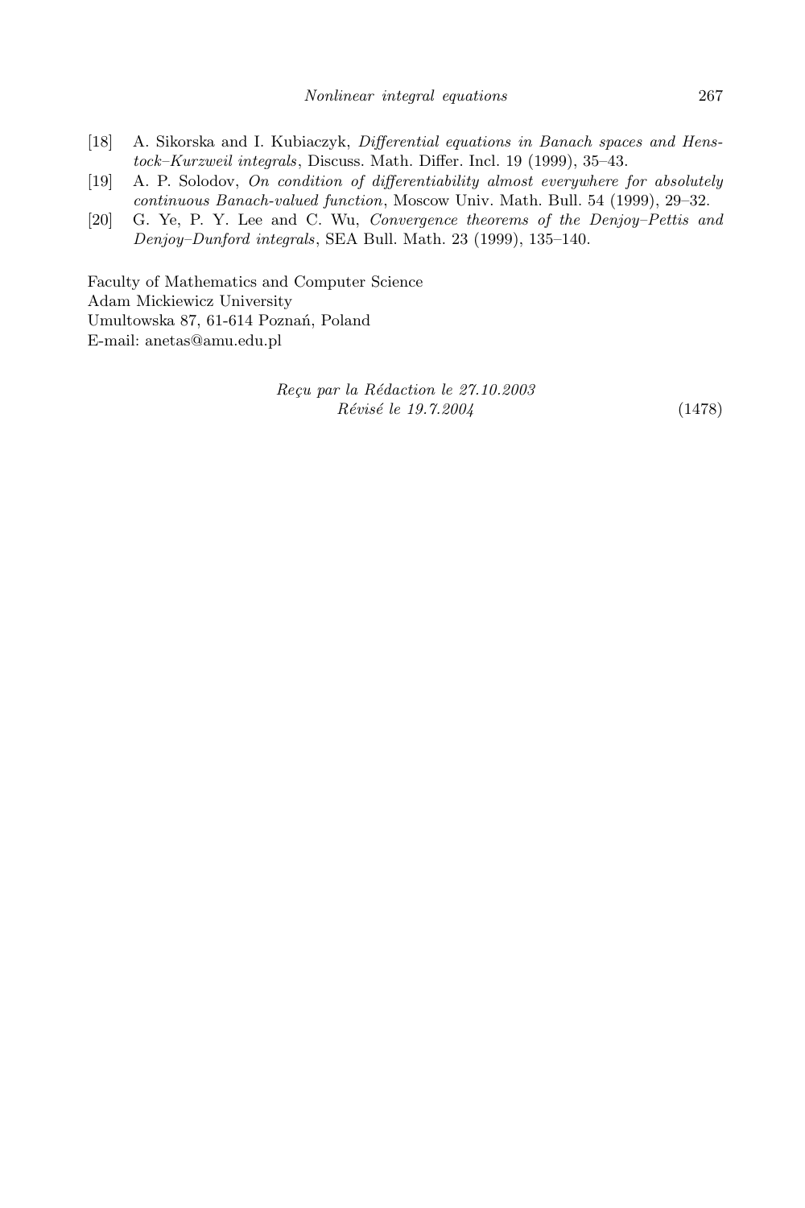[18] A. Sikorska and I. Kubiaczyk, *Differential equations in Banach spaces and Henstock–Kurzweil integrals*, Discuss. Math. Differ. Incl. 19 (1999), 35–43.

[19] A. P. Solodov, *On condition of differentiability almost everywhere for absolutely continuous Banach-valued function*, Moscow Univ. Math. Bull. 54 (1999), 29–32.

[20] G. Ye, P. Y. Lee and C. Wu, *Convergence theorems of the Denjoy–Pettis and Denjoy–Dunford integrals*, SEA Bull. Math. 23 (1999), 135–140.

Faculty of Mathematics and Computer Science
Adam Mickiewicz University
Umultowska 87, 61-614 Poznań, Poland
E-mail: anetas@amu.edu.pl

*Reçu par la Rédaction le 27.10.2003*
*Révisé le 19.7.2004* (1478)